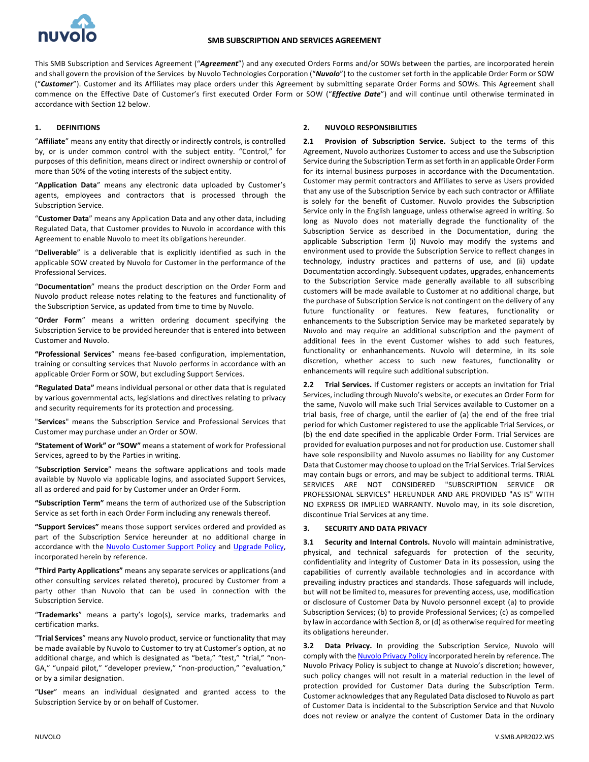# SMB SUBSCRIPTION AND SERVICES AGREEMENT

This SMB Subscription and Services Agreement ("***Agreement***") and any executed Orders Forms and/or SOWs between the parties, are incorporated herein and shall govern the provision of the Services by Nuvolo Technologies Corporation ("***Nuvolo***") to the customer set forth in the applicable Order Form or SOW ("***Customer***"). Customer and its Affiliates may place orders under this Agreement by submitting separate Order Forms and SOWs. This Agreement shall commence on the Effective Date of Customer's first executed Order Form or SOW ("***Effective Date***") and will continue until otherwise terminated in accordance with Section 12 below.

## 1. DEFINITIONS

"**Affiliate**" means any entity that directly or indirectly controls, is controlled by, or is under common control with the subject entity. "Control," for purposes of this definition, means direct or indirect ownership or control of more than 50% of the voting interests of the subject entity.

"**Application Data**" means any electronic data uploaded by Customer's agents, employees and contractors that is processed through the Subscription Service.

"**Customer Data**" means any Application Data and any other data, including Regulated Data, that Customer provides to Nuvolo in accordance with this Agreement to enable Nuvolo to meet its obligations hereunder.

"**Deliverable**" is a deliverable that is explicitly identified as such in the applicable SOW created by Nuvolo for Customer in the performance of the Professional Services.

"**Documentation**" means the product description on the Order Form and Nuvolo product release notes relating to the features and functionality of the Subscription Service, as updated from time to time by Nuvolo.

"**Order Form**" means a written ordering document specifying the Subscription Service to be provided hereunder that is entered into between Customer and Nuvolo.

**"Professional Services**" means fee-based configuration, implementation, training or consulting services that Nuvolo performs in accordance with an applicable Order Form or SOW, but excluding Support Services.

**"Regulated Data"** means individual personal or other data that is regulated by various governmental acts, legislations and directives relating to privacy and security requirements for its protection and processing.

"**Services**" means the Subscription Service and Professional Services that Customer may purchase under an Order or SOW.

**"Statement of Work" or "SOW"** means a statement of work for Professional Services, agreed to by the Parties in writing.

"**Subscription Service**" means the software applications and tools made available by Nuvolo via applicable logins, and associated Support Services, all as ordered and paid for by Customer under an Order Form.

**"Subscription Term"** means the term of authorized use of the Subscription Service as set forth in each Order Form including any renewals thereof.

**"Support Services"** means those support services ordered and provided as part of the Subscription Service hereunder at no additional charge in accordance with the Nuvolo Customer Support Policy and Upgrade Policy, incorporated herein by reference.

**"Third Party Applications"** means any separate services or applications (and other consulting services related thereto), procured by Customer from a party other than Nuvolo that can be used in connection with the Subscription Service.

"**Trademarks**" means a party's logo(s), service marks, trademarks and certification marks.

"**Trial Services**" means any Nuvolo product, service or functionality that may be made available by Nuvolo to Customer to try at Customer's option, at no additional charge, and which is designated as "beta," "test," "trial," "non-GA," "unpaid pilot," "developer preview," "non-production," "evaluation," or by a similar designation.

"**User**" means an individual designated and granted access to the Subscription Service by or on behalf of Customer.

## 2. NUVOLO RESPONSIBILITIES

**2.1 Provision of Subscription Service.** Subject to the terms of this Agreement, Nuvolo authorizes Customer to access and use the Subscription Service during the Subscription Term as set forth in an applicable Order Form for its internal business purposes in accordance with the Documentation. Customer may permit contractors and Affiliates to serve as Users provided that any use of the Subscription Service by each such contractor or Affiliate is solely for the benefit of Customer. Nuvolo provides the Subscription Service only in the English language, unless otherwise agreed in writing. So long as Nuvolo does not materially degrade the functionality of the Subscription Service as described in the Documentation, during the applicable Subscription Term (i) Nuvolo may modify the systems and environment used to provide the Subscription Service to reflect changes in technology, industry practices and patterns of use, and (ii) update Documentation accordingly. Subsequent updates, upgrades, enhancements to the Subscription Service made generally available to all subscribing customers will be made available to Customer at no additional charge, but the purchase of Subscription Service is not contingent on the delivery of any future functionality or features. New features, functionality or enhancements to the Subscription Service may be marketed separately by Nuvolo and may require an additional subscription and the payment of additional fees in the event Customer wishes to add such features, functionality or enhanhancements. Nuvolo will determine, in its sole discretion, whether access to such new features, functionality or enhancements will require such additional subscription.

**2.2 Trial Services.** If Customer registers or accepts an invitation for Trial Services, including through Nuvolo's website, or executes an Order Form for the same, Nuvolo will make such Trial Services available to Customer on a trial basis, free of charge, until the earlier of (a) the end of the free trial period for which Customer registered to use the applicable Trial Services, or (b) the end date specified in the applicable Order Form. Trial Services are provided for evaluation purposes and not for production use. Customer shall have sole responsibility and Nuvolo assumes no liability for any Customer Data that Customer may choose to upload on the Trial Services. Trial Services may contain bugs or errors, and may be subject to additional terms. TRIAL SERVICES ARE NOT CONSIDERED "SUBSCRIPTION SERVICE OR PROFESSIONAL SERVICES" HEREUNDER AND ARE PROVIDED "AS IS" WITH NO EXPRESS OR IMPLIED WARRANTY. Nuvolo may, in its sole discretion, discontinue Trial Services at any time.

## 3. SECURITY AND DATA PRIVACY

**3.1 Security and Internal Controls.** Nuvolo will maintain administrative, physical, and technical safeguards for protection of the security, confidentiality and integrity of Customer Data in its possession, using the capabilities of currently available technologies and in accordance with prevailing industry practices and standards. Those safeguards will include, but will not be limited to, measures for preventing access, use, modification or disclosure of Customer Data by Nuvolo personnel except (a) to provide Subscription Services; (b) to provide Professional Services; (c) as compelled by law in accordance with Section 8, or (d) as otherwise required for meeting its obligations hereunder.

**3.2 Data Privacy.** In providing the Subscription Service, Nuvolo will comply with the Nuvolo Privacy Policy incorporated herein by reference. The Nuvolo Privacy Policy is subject to change at Nuvolo's discretion; however, such policy changes will not result in a material reduction in the level of protection provided for Customer Data during the Subscription Term. Customer acknowledges that any Regulated Data disclosed to Nuvolo as part of Customer Data is incidental to the Subscription Service and that Nuvolo does not review or analyze the content of Customer Data in the ordinary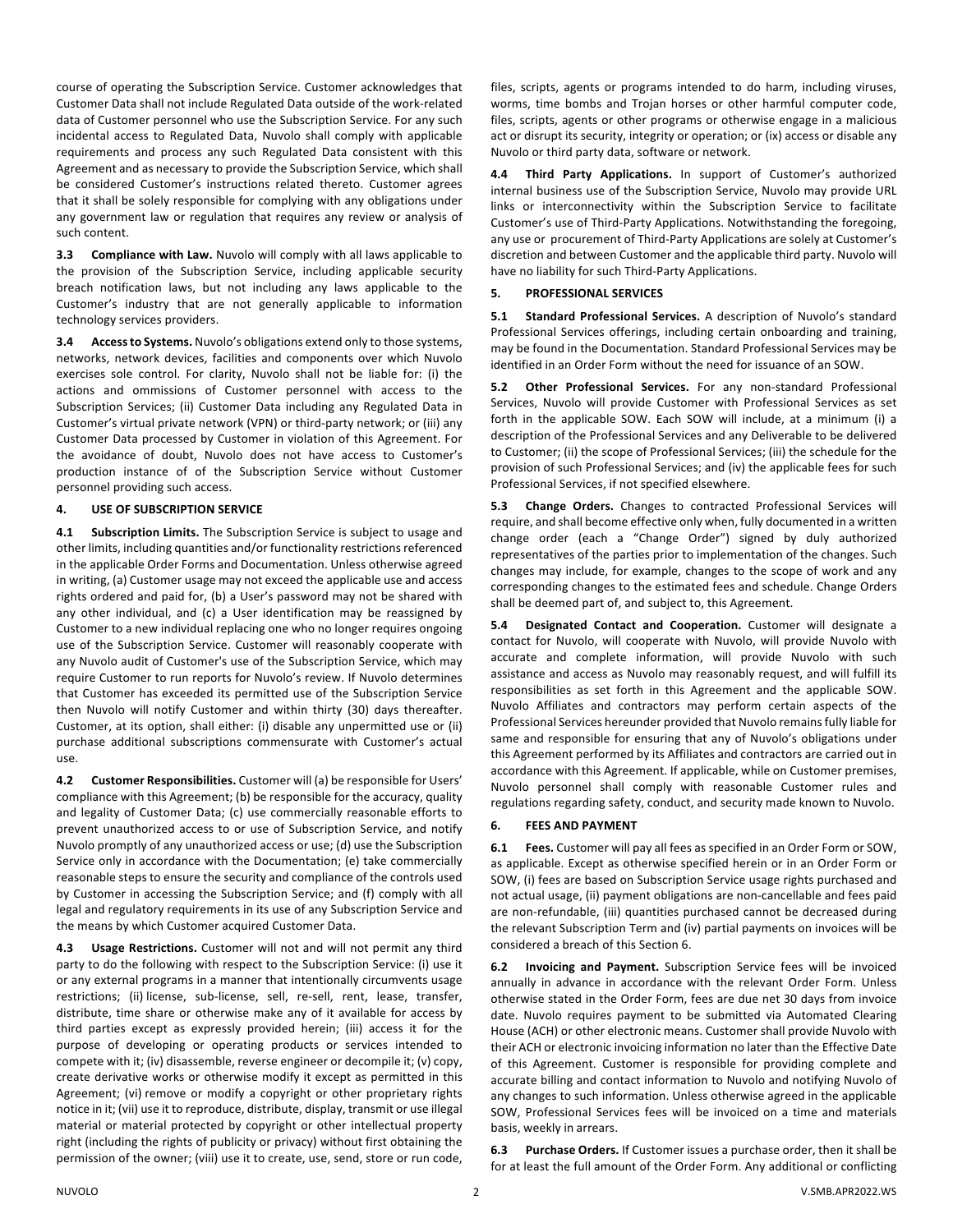course of operating the Subscription Service. Customer acknowledges that Customer Data shall not include Regulated Data outside of the work-related data of Customer personnel who use the Subscription Service. For any such incidental access to Regulated Data, Nuvolo shall comply with applicable requirements and process any such Regulated Data consistent with this Agreement and as necessary to provide the Subscription Service, which shall be considered Customer's instructions related thereto. Customer agrees that it shall be solely responsible for complying with any obligations under any government law or regulation that requires any review or analysis of such content.

**3.3 Compliance with Law.** Nuvolo will comply with all laws applicable to the provision of the Subscription Service, including applicable security breach notification laws, but not including any laws applicable to the Customer's industry that are not generally applicable to information technology services providers.

**3.4 Access to Systems.** Nuvolo's obligations extend only to those systems, networks, network devices, facilities and components over which Nuvolo exercises sole control. For clarity, Nuvolo shall not be liable for: (i) the actions and ommissions of Customer personnel with access to the Subscription Services; (ii) Customer Data including any Regulated Data in Customer's virtual private network (VPN) or third-party network; or (iii) any Customer Data processed by Customer in violation of this Agreement. For the avoidance of doubt, Nuvolo does not have access to Customer's production instance of of the Subscription Service without Customer personnel providing such access.

## 4. USE OF SUBSCRIPTION SERVICE

**4.1 Subscription Limits.** The Subscription Service is subject to usage and other limits, including quantities and/or functionality restrictions referenced in the applicable Order Forms and Documentation. Unless otherwise agreed in writing, (a) Customer usage may not exceed the applicable use and access rights ordered and paid for, (b) a User's password may not be shared with any other individual, and (c) a User identification may be reassigned by Customer to a new individual replacing one who no longer requires ongoing use of the Subscription Service. Customer will reasonably cooperate with any Nuvolo audit of Customer's use of the Subscription Service, which may require Customer to run reports for Nuvolo's review. If Nuvolo determines that Customer has exceeded its permitted use of the Subscription Service then Nuvolo will notify Customer and within thirty (30) days thereafter. Customer, at its option, shall either: (i) disable any unpermitted use or (ii) purchase additional subscriptions commensurate with Customer's actual use.

**4.2 Customer Responsibilities.** Customer will (a) be responsible for Users' compliance with this Agreement; (b) be responsible for the accuracy, quality and legality of Customer Data; (c) use commercially reasonable efforts to prevent unauthorized access to or use of Subscription Service, and notify Nuvolo promptly of any unauthorized access or use; (d) use the Subscription Service only in accordance with the Documentation; (e) take commercially reasonable steps to ensure the security and compliance of the controls used by Customer in accessing the Subscription Service; and (f) comply with all legal and regulatory requirements in its use of any Subscription Service and the means by which Customer acquired Customer Data.

**4.3 Usage Restrictions.** Customer will not and will not permit any third party to do the following with respect to the Subscription Service: (i) use it or any external programs in a manner that intentionally circumvents usage restrictions; (ii) license, sub-license, sell, re-sell, rent, lease, transfer, distribute, time share or otherwise make any of it available for access by third parties except as expressly provided herein; (iii) access it for the purpose of developing or operating products or services intended to compete with it; (iv) disassemble, reverse engineer or decompile it; (v) copy, create derivative works or otherwise modify it except as permitted in this Agreement; (vi) remove or modify a copyright or other proprietary rights notice in it; (vii) use it to reproduce, distribute, display, transmit or use illegal material or material protected by copyright or other intellectual property right (including the rights of publicity or privacy) without first obtaining the permission of the owner; (viii) use it to create, use, send, store or run code, files, scripts, agents or programs intended to do harm, including viruses, worms, time bombs and Trojan horses or other harmful computer code, files, scripts, agents or other programs or otherwise engage in a malicious act or disrupt its security, integrity or operation; or (ix) access or disable any Nuvolo or third party data, software or network.

**4.4 Third Party Applications.** In support of Customer's authorized internal business use of the Subscription Service, Nuvolo may provide URL links or interconnectivity within the Subscription Service to facilitate Customer's use of Third-Party Applications. Notwithstanding the foregoing, any use or procurement of Third-Party Applications are solely at Customer's discretion and between Customer and the applicable third party. Nuvolo will have no liability for such Third-Party Applications.

## 5. PROFESSIONAL SERVICES

**5.1 Standard Professional Services.** A description of Nuvolo's standard Professional Services offerings, including certain onboarding and training, may be found in the Documentation. Standard Professional Services may be identified in an Order Form without the need for issuance of an SOW.

**5.2 Other Professional Services.** For any non-standard Professional Services, Nuvolo will provide Customer with Professional Services as set forth in the applicable SOW. Each SOW will include, at a minimum (i) a description of the Professional Services and any Deliverable to be delivered to Customer; (ii) the scope of Professional Services; (iii) the schedule for the provision of such Professional Services; and (iv) the applicable fees for such Professional Services, if not specified elsewhere.

**5.3 Change Orders.** Changes to contracted Professional Services will require, and shall become effective only when, fully documented in a written change order (each a "Change Order") signed by duly authorized representatives of the parties prior to implementation of the changes. Such changes may include, for example, changes to the scope of work and any corresponding changes to the estimated fees and schedule. Change Orders shall be deemed part of, and subject to, this Agreement.

**5.4 Designated Contact and Cooperation.** Customer will designate a contact for Nuvolo, will cooperate with Nuvolo, will provide Nuvolo with accurate and complete information, will provide Nuvolo with such assistance and access as Nuvolo may reasonably request, and will fulfill its responsibilities as set forth in this Agreement and the applicable SOW. Nuvolo Affiliates and contractors may perform certain aspects of the Professional Services hereunder provided that Nuvolo remains fully liable for same and responsible for ensuring that any of Nuvolo's obligations under this Agreement performed by its Affiliates and contractors are carried out in accordance with this Agreement. If applicable, while on Customer premises, Nuvolo personnel shall comply with reasonable Customer rules and regulations regarding safety, conduct, and security made known to Nuvolo.

## 6. FEES AND PAYMENT

**6.1 Fees.** Customer will pay all fees as specified in an Order Form or SOW, as applicable. Except as otherwise specified herein or in an Order Form or SOW, (i) fees are based on Subscription Service usage rights purchased and not actual usage, (ii) payment obligations are non-cancellable and fees paid are non-refundable, (iii) quantities purchased cannot be decreased during the relevant Subscription Term and (iv) partial payments on invoices will be considered a breach of this Section 6.

**6.2 Invoicing and Payment.** Subscription Service fees will be invoiced annually in advance in accordance with the relevant Order Form. Unless otherwise stated in the Order Form, fees are due net 30 days from invoice date. Nuvolo requires payment to be submitted via Automated Clearing House (ACH) or other electronic means. Customer shall provide Nuvolo with their ACH or electronic invoicing information no later than the Effective Date of this Agreement. Customer is responsible for providing complete and accurate billing and contact information to Nuvolo and notifying Nuvolo of any changes to such information. Unless otherwise agreed in the applicable SOW, Professional Services fees will be invoiced on a time and materials basis, weekly in arrears.

**6.3 Purchase Orders.** If Customer issues a purchase order, then it shall be for at least the full amount of the Order Form. Any additional or conflicting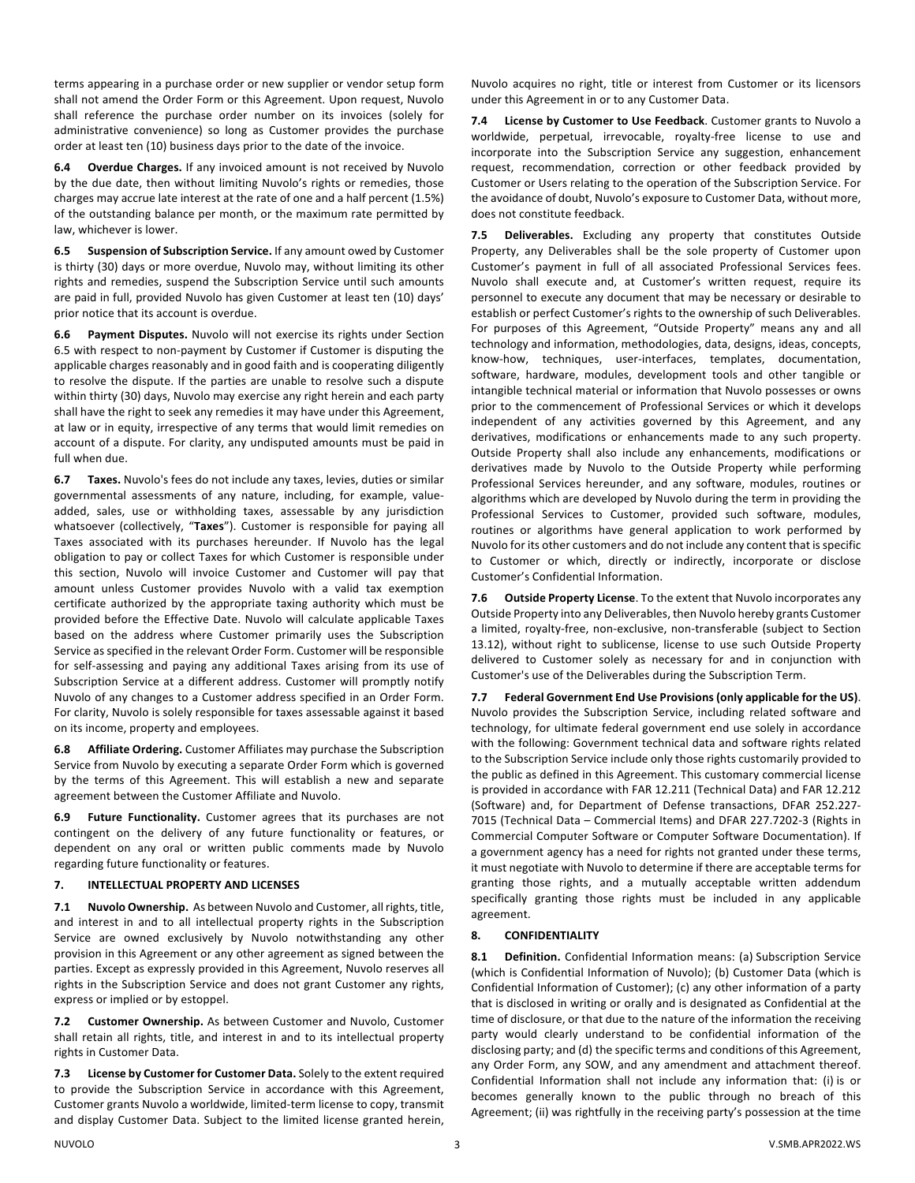terms appearing in a purchase order or new supplier or vendor setup form shall not amend the Order Form or this Agreement. Upon request, Nuvolo shall reference the purchase order number on its invoices (solely for administrative convenience) so long as Customer provides the purchase order at least ten (10) business days prior to the date of the invoice.

**6.4 Overdue Charges.** If any invoiced amount is not received by Nuvolo by the due date, then without limiting Nuvolo's rights or remedies, those charges may accrue late interest at the rate of one and a half percent (1.5%) of the outstanding balance per month, or the maximum rate permitted by law, whichever is lower.

**6.5 Suspension of Subscription Service.** If any amount owed by Customer is thirty (30) days or more overdue, Nuvolo may, without limiting its other rights and remedies, suspend the Subscription Service until such amounts are paid in full, provided Nuvolo has given Customer at least ten (10) days' prior notice that its account is overdue.

**6.6 Payment Disputes.** Nuvolo will not exercise its rights under Section 6.5 with respect to non-payment by Customer if Customer is disputing the applicable charges reasonably and in good faith and is cooperating diligently to resolve the dispute. If the parties are unable to resolve such a dispute within thirty (30) days, Nuvolo may exercise any right herein and each party shall have the right to seek any remedies it may have under this Agreement, at law or in equity, irrespective of any terms that would limit remedies on account of a dispute. For clarity, any undisputed amounts must be paid in full when due.

**6.7 Taxes.** Nuvolo's fees do not include any taxes, levies, duties or similar governmental assessments of any nature, including, for example, value-added, sales, use or withholding taxes, assessable by any jurisdiction whatsoever (collectively, "**Taxes**"). Customer is responsible for paying all Taxes associated with its purchases hereunder. If Nuvolo has the legal obligation to pay or collect Taxes for which Customer is responsible under this section, Nuvolo will invoice Customer and Customer will pay that amount unless Customer provides Nuvolo with a valid tax exemption certificate authorized by the appropriate taxing authority which must be provided before the Effective Date. Nuvolo will calculate applicable Taxes based on the address where Customer primarily uses the Subscription Service as specified in the relevant Order Form. Customer will be responsible for self-assessing and paying any additional Taxes arising from its use of Subscription Service at a different address. Customer will promptly notify Nuvolo of any changes to a Customer address specified in an Order Form. For clarity, Nuvolo is solely responsible for taxes assessable against it based on its income, property and employees.

**6.8 Affiliate Ordering.** Customer Affiliates may purchase the Subscription Service from Nuvolo by executing a separate Order Form which is governed by the terms of this Agreement. This will establish a new and separate agreement between the Customer Affiliate and Nuvolo.

**6.9 Future Functionality.** Customer agrees that its purchases are not contingent on the delivery of any future functionality or features, or dependent on any oral or written public comments made by Nuvolo regarding future functionality or features.

## 7. INTELLECTUAL PROPERTY AND LICENSES

**7.1 Nuvolo Ownership.** As between Nuvolo and Customer, all rights, title, and interest in and to all intellectual property rights in the Subscription Service are owned exclusively by Nuvolo notwithstanding any other provision in this Agreement or any other agreement as signed between the parties. Except as expressly provided in this Agreement, Nuvolo reserves all rights in the Subscription Service and does not grant Customer any rights, express or implied or by estoppel.

**7.2 Customer Ownership.** As between Customer and Nuvolo, Customer shall retain all rights, title, and interest in and to its intellectual property rights in Customer Data.

**7.3 License by Customer for Customer Data.** Solely to the extent required to provide the Subscription Service in accordance with this Agreement, Customer grants Nuvolo a worldwide, limited-term license to copy, transmit and display Customer Data. Subject to the limited license granted herein, Nuvolo acquires no right, title or interest from Customer or its licensors under this Agreement in or to any Customer Data.

**7.4 License by Customer to Use Feedback**. Customer grants to Nuvolo a worldwide, perpetual, irrevocable, royalty-free license to use and incorporate into the Subscription Service any suggestion, enhancement request, recommendation, correction or other feedback provided by Customer or Users relating to the operation of the Subscription Service. For the avoidance of doubt, Nuvolo's exposure to Customer Data, without more, does not constitute feedback.

**7.5 Deliverables.** Excluding any property that constitutes Outside Property, any Deliverables shall be the sole property of Customer upon Customer's payment in full of all associated Professional Services fees. Nuvolo shall execute and, at Customer's written request, require its personnel to execute any document that may be necessary or desirable to establish or perfect Customer's rights to the ownership of such Deliverables. For purposes of this Agreement, "Outside Property" means any and all technology and information, methodologies, data, designs, ideas, concepts, know-how, techniques, user-interfaces, templates, documentation, software, hardware, modules, development tools and other tangible or intangible technical material or information that Nuvolo possesses or owns prior to the commencement of Professional Services or which it develops independent of any activities governed by this Agreement, and any derivatives, modifications or enhancements made to any such property. Outside Property shall also include any enhancements, modifications or derivatives made by Nuvolo to the Outside Property while performing Professional Services hereunder, and any software, modules, routines or algorithms which are developed by Nuvolo during the term in providing the Professional Services to Customer, provided such software, modules, routines or algorithms have general application to work performed by Nuvolo for its other customers and do not include any content that is specific to Customer or which, directly or indirectly, incorporate or disclose Customer's Confidential Information.

**7.6 Outside Property License**. To the extent that Nuvolo incorporates any Outside Property into any Deliverables, then Nuvolo hereby grants Customer a limited, royalty-free, non-exclusive, non-transferable (subject to Section 13.12), without right to sublicense, license to use such Outside Property delivered to Customer solely as necessary for and in conjunction with Customer's use of the Deliverables during the Subscription Term.

**7.7 Federal Government End Use Provisions (only applicable for the US)**. Nuvolo provides the Subscription Service, including related software and technology, for ultimate federal government end use solely in accordance with the following: Government technical data and software rights related to the Subscription Service include only those rights customarily provided to the public as defined in this Agreement. This customary commercial license is provided in accordance with FAR 12.211 (Technical Data) and FAR 12.212 (Software) and, for Department of Defense transactions, DFAR 252.227-7015 (Technical Data – Commercial Items) and DFAR 227.7202-3 (Rights in Commercial Computer Software or Computer Software Documentation). If a government agency has a need for rights not granted under these terms, it must negotiate with Nuvolo to determine if there are acceptable terms for granting those rights, and a mutually acceptable written addendum specifically granting those rights must be included in any applicable agreement.

## 8. CONFIDENTIALITY

**8.1 Definition.** Confidential Information means: (a) Subscription Service (which is Confidential Information of Nuvolo); (b) Customer Data (which is Confidential Information of Customer); (c) any other information of a party that is disclosed in writing or orally and is designated as Confidential at the time of disclosure, or that due to the nature of the information the receiving party would clearly understand to be confidential information of the disclosing party; and (d) the specific terms and conditions of this Agreement, any Order Form, any SOW, and any amendment and attachment thereof. Confidential Information shall not include any information that: (i) is or becomes generally known to the public through no breach of this Agreement; (ii) was rightfully in the receiving party's possession at the time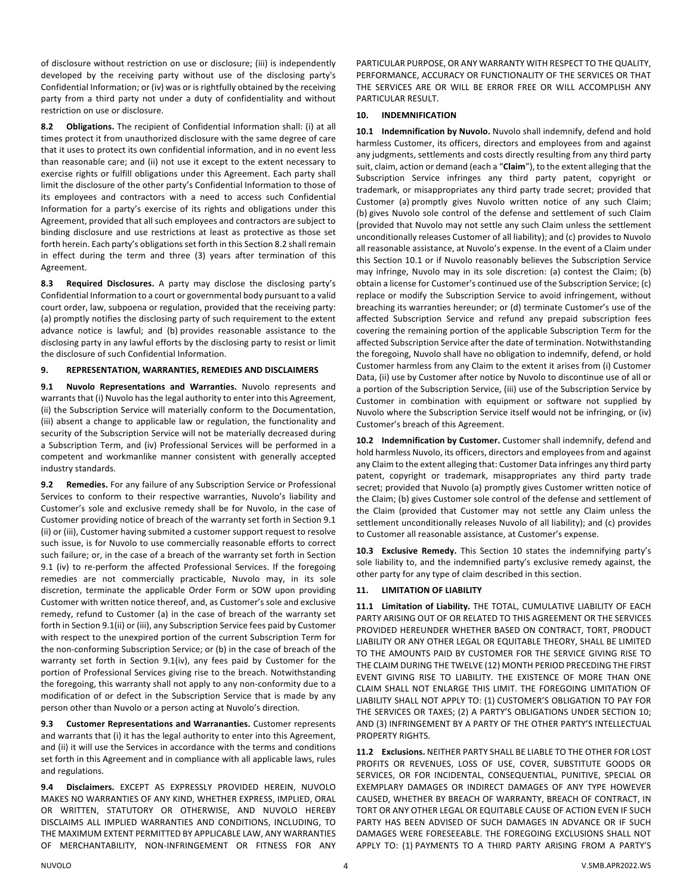of disclosure without restriction on use or disclosure; (iii) is independently developed by the receiving party without use of the disclosing party's Confidential Information; or (iv) was or is rightfully obtained by the receiving party from a third party not under a duty of confidentiality and without restriction on use or disclosure.

**8.2 Obligations.** The recipient of Confidential Information shall: (i) at all times protect it from unauthorized disclosure with the same degree of care that it uses to protect its own confidential information, and in no event less than reasonable care; and (ii) not use it except to the extent necessary to exercise rights or fulfill obligations under this Agreement. Each party shall limit the disclosure of the other party's Confidential Information to those of its employees and contractors with a need to access such Confidential Information for a party's exercise of its rights and obligations under this Agreement, provided that all such employees and contractors are subject to binding disclosure and use restrictions at least as protective as those set forth herein. Each party's obligations set forth in this Section 8.2 shall remain in effect during the term and three (3) years after termination of this Agreement.

**8.3 Required Disclosures.** A party may disclose the disclosing party's Confidential Information to a court or governmental body pursuant to a valid court order, law, subpoena or regulation, provided that the receiving party: (a) promptly notifies the disclosing party of such requirement to the extent advance notice is lawful; and (b) provides reasonable assistance to the disclosing party in any lawful efforts by the disclosing party to resist or limit the disclosure of such Confidential Information.

## 9. REPRESENTATION, WARRANTIES, REMEDIES AND DISCLAIMERS

**9.1 Nuvolo Representations and Warranties.** Nuvolo represents and warrants that (i) Nuvolo has the legal authority to enter into this Agreement, (ii) the Subscription Service will materially conform to the Documentation, (iii) absent a change to applicable law or regulation, the functionality and security of the Subscription Service will not be materially decreased during a Subscription Term, and (iv) Professional Services will be performed in a competent and workmanlike manner consistent with generally accepted industry standards.

**9.2 Remedies.** For any failure of any Subscription Service or Professional Services to conform to their respective warranties, Nuvolo's liability and Customer's sole and exclusive remedy shall be for Nuvolo, in the case of Customer providing notice of breach of the warranty set forth in Section 9.1 (ii) or (iii), Customer having submited a customer support request to resolve such issue, is for Nuvolo to use commercially reasonable efforts to correct such failure; or, in the case of a breach of the warranty set forth in Section 9.1 (iv) to re-perform the affected Professional Services. If the foregoing remedies are not commercially practicable, Nuvolo may, in its sole discretion, terminate the applicable Order Form or SOW upon providing Customer with written notice thereof, and, as Customer's sole and exclusive remedy, refund to Customer (a) in the case of breach of the warranty set forth in Section 9.1(ii) or (iii), any Subscription Service fees paid by Customer with respect to the unexpired portion of the current Subscription Term for the non-conforming Subscription Service; or (b) in the case of breach of the warranty set forth in Section 9.1(iv), any fees paid by Customer for the portion of Professional Services giving rise to the breach. Notwithstanding the foregoing, this warranty shall not apply to any non-conformity due to a modification of or defect in the Subscription Service that is made by any person other than Nuvolo or a person acting at Nuvolo's direction.

**9.3 Customer Representations and Warranaties.** Customer represents and warrants that (i) it has the legal authority to enter into this Agreement, and (ii) it will use the Services in accordance with the terms and conditions set forth in this Agreement and in compliance with all applicable laws, rules and regulations.

**9.4 Disclaimers.** EXCEPT AS EXPRESSLY PROVIDED HEREIN, NUVOLO MAKES NO WARRANTIES OF ANY KIND, WHETHER EXPRESS, IMPLIED, ORAL OR WRITTEN, STATUTORY OR OTHERWISE, AND NUVOLO HEREBY DISCLAIMS ALL IMPLIED WARRANTIES AND CONDITIONS, INCLUDING, TO THE MAXIMUM EXTENT PERMITTED BY APPLICABLE LAW, ANY WARRANTIES OF MERCHANTABILITY, NON-INFRINGEMENT OR FITNESS FOR ANY PARTICULAR PURPOSE, OR ANY WARRANTY WITH RESPECT TO THE QUALITY, PERFORMANCE, ACCURACY OR FUNCTIONALITY OF THE SERVICES OR THAT THE SERVICES ARE OR WILL BE ERROR FREE OR WILL ACCOMPLISH ANY PARTICULAR RESULT.

## 10. INDEMNIFICATION

**10.1 Indemnification by Nuvolo.** Nuvolo shall indemnify, defend and hold harmless Customer, its officers, directors and employees from and against any judgments, settlements and costs directly resulting from any third party suit, claim, action or demand (each a "**Claim**"), to the extent alleging that the Subscription Service infringes any third party patent, copyright or trademark, or misappropriates any third party trade secret; provided that Customer (a) promptly gives Nuvolo written notice of any such Claim; (b) gives Nuvolo sole control of the defense and settlement of such Claim (provided that Nuvolo may not settle any such Claim unless the settlement unconditionally releases Customer of all liability); and (c) provides to Nuvolo all reasonable assistance, at Nuvolo's expense. In the event of a Claim under this Section 10.1 or if Nuvolo reasonably believes the Subscription Service may infringe, Nuvolo may in its sole discretion: (a) contest the Claim; (b) obtain a license for Customer's continued use of the Subscription Service; (c) replace or modify the Subscription Service to avoid infringement, without breaching its warranties hereunder; or (d) terminate Customer's use of the affected Subscription Service and refund any prepaid subscription fees covering the remaining portion of the applicable Subscription Term for the affected Subscription Service after the date of termination. Notwithstanding the foregoing, Nuvolo shall have no obligation to indemnify, defend, or hold Customer harmless from any Claim to the extent it arises from (i) Customer Data, (ii) use by Customer after notice by Nuvolo to discontinue use of all or a portion of the Subscription Service, (iii) use of the Subscription Service by Customer in combination with equipment or software not supplied by Nuvolo where the Subscription Service itself would not be infringing, or (iv) Customer's breach of this Agreement.

**10.2 Indemnification by Customer.** Customer shall indemnify, defend and hold harmless Nuvolo, its officers, directors and employees from and against any Claim to the extent alleging that: Customer Data infringes any third party patent, copyright or trademark, misappropriates any third party trade secret; provided that Nuvolo (a) promptly gives Customer written notice of the Claim; (b) gives Customer sole control of the defense and settlement of the Claim (provided that Customer may not settle any Claim unless the settlement unconditionally releases Nuvolo of all liability); and (c) provides to Customer all reasonable assistance, at Customer's expense.

**10.3 Exclusive Remedy.** This Section 10 states the indemnifying party's sole liability to, and the indemnified party's exclusive remedy against, the other party for any type of claim described in this section.

## 11. LIMITATION OF LIABILITY

**11.1 Limitation of Liability.** THE TOTAL, CUMULATIVE LIABILITY OF EACH PARTY ARISING OUT OF OR RELATED TO THIS AGREEMENT OR THE SERVICES PROVIDED HEREUNDER WHETHER BASED ON CONTRACT, TORT, PRODUCT LIABILITY OR ANY OTHER LEGAL OR EQUITABLE THEORY, SHALL BE LIMITED TO THE AMOUNTS PAID BY CUSTOMER FOR THE SERVICE GIVING RISE TO THE CLAIM DURING THE TWELVE (12) MONTH PERIOD PRECEDING THE FIRST EVENT GIVING RISE TO LIABILITY. THE EXISTENCE OF MORE THAN ONE CLAIM SHALL NOT ENLARGE THIS LIMIT. THE FOREGOING LIMITATION OF LIABILITY SHALL NOT APPLY TO: (1) CUSTOMER'S OBLIGATION TO PAY FOR THE SERVICES OR TAXES; (2) A PARTY'S OBLIGATIONS UNDER SECTION 10; AND (3) INFRINGEMENT BY A PARTY OF THE OTHER PARTY'S INTELLECTUAL PROPERTY RIGHTS.

**11.2 Exclusions.** NEITHER PARTY SHALL BE LIABLE TO THE OTHER FOR LOST PROFITS OR REVENUES, LOSS OF USE, COVER, SUBSTITUTE GOODS OR SERVICES, OR FOR INCIDENTAL, CONSEQUENTIAL, PUNITIVE, SPECIAL OR EXEMPLARY DAMAGES OR INDIRECT DAMAGES OF ANY TYPE HOWEVER CAUSED, WHETHER BY BREACH OF WARRANTY, BREACH OF CONTRACT, IN TORT OR ANY OTHER LEGAL OR EQUITABLE CAUSE OF ACTION EVEN IF SUCH PARTY HAS BEEN ADVISED OF SUCH DAMAGES IN ADVANCE OR IF SUCH DAMAGES WERE FORESEEABLE. THE FOREGOING EXCLUSIONS SHALL NOT APPLY TO: (1) PAYMENTS TO A THIRD PARTY ARISING FROM A PARTY'S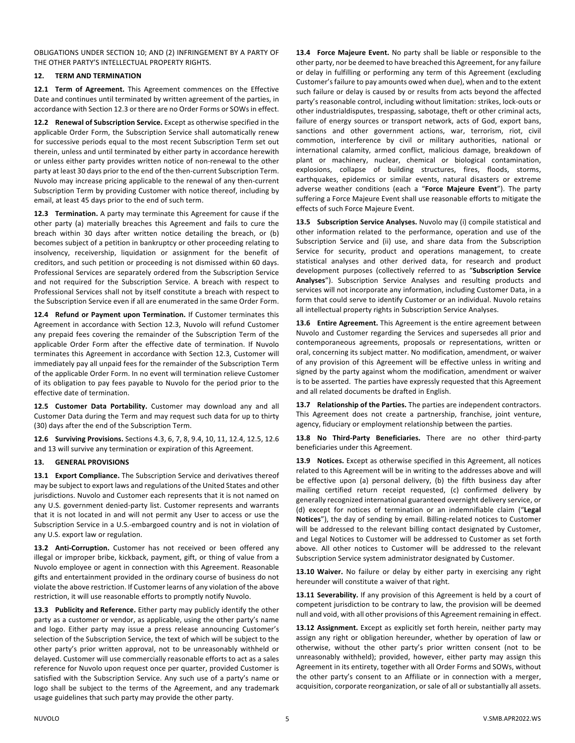OBLIGATIONS UNDER SECTION 10; AND (2) INFRINGEMENT BY A PARTY OF THE OTHER PARTY'S INTELLECTUAL PROPERTY RIGHTS.

## 12. TERM AND TERMINATION

**12.1 Term of Agreement.** This Agreement commences on the Effective Date and continues until terminated by written agreement of the parties, in accordance with Section 12.3 or there are no Order Forms or SOWs in effect.

**12.2 Renewal of Subscription Service.** Except as otherwise specified in the applicable Order Form, the Subscription Service shall automatically renew for successive periods equal to the most recent Subscription Term set out therein, unless and until terminated by either party in accordance herewith or unless either party provides written notice of non-renewal to the other party at least 30 days prior to the end of the then-current Subscription Term. Nuvolo may increase pricing applicable to the renewal of any then-current Subscription Term by providing Customer with notice thereof, including by email, at least 45 days prior to the end of such term.

**12.3 Termination.** A party may terminate this Agreement for cause if the other party (a) materially breaches this Agreement and fails to cure the breach within 30 days after written notice detailing the breach, or (b) becomes subject of a petition in bankruptcy or other proceeding relating to insolvency, receivership, liquidation or assignment for the benefit of creditors, and such petition or proceeding is not dismissed within 60 days. Professional Services are separately ordered from the Subscription Service and not required for the Subscription Service. A breach with respect to Professional Services shall not by itself constitute a breach with respect to the Subscription Service even if all are enumerated in the same Order Form.

**12.4 Refund or Payment upon Termination.** If Customer terminates this Agreement in accordance with Section 12.3, Nuvolo will refund Customer any prepaid fees covering the remainder of the Subscription Term of the applicable Order Form after the effective date of termination. If Nuvolo terminates this Agreement in accordance with Section 12.3, Customer will immediately pay all unpaid fees for the remainder of the Subscription Term of the applicable Order Form. In no event will termination relieve Customer of its obligation to pay fees payable to Nuvolo for the period prior to the effective date of termination.

**12.5 Customer Data Portability.** Customer may download any and all Customer Data during the Term and may request such data for up to thirty (30) days after the end of the Subscription Term.

**12.6 Surviving Provisions.** Sections 4.3, 6, 7, 8, 9.4, 10, 11, 12.4, 12.5, 12.6 and 13 will survive any termination or expiration of this Agreement.

## 13. GENERAL PROVISIONS

**13.1 Export Compliance.** The Subscription Service and derivatives thereof may be subject to export laws and regulations of the United States and other jurisdictions. Nuvolo and Customer each represents that it is not named on any U.S. government denied-party list. Customer represents and warrants that it is not located in and will not permit any User to access or use the Subscription Service in a U.S.-embargoed country and is not in violation of any U.S. export law or regulation.

**13.2 Anti-Corruption.** Customer has not received or been offered any illegal or improper bribe, kickback, payment, gift, or thing of value from a Nuvolo employee or agent in connection with this Agreement. Reasonable gifts and entertainment provided in the ordinary course of business do not violate the above restriction. If Customer learns of any violation of the above restriction, it will use reasonable efforts to promptly notify Nuvolo.

**13.3 Publicity and Reference.** Either party may publicly identify the other party as a customer or vendor, as applicable, using the other party's name and logo. Either party may issue a press release announcing Customer's selection of the Subscription Service, the text of which will be subject to the other party's prior written approval, not to be unreasonably withheld or delayed. Customer will use commercially reasonable efforts to act as a sales reference for Nuvolo upon request once per quarter, provided Customer is satisfied with the Subscription Service. Any such use of a party's name or logo shall be subject to the terms of the Agreement, and any trademark usage guidelines that such party may provide the other party.

**13.4 Force Majeure Event.** No party shall be liable or responsible to the other party, nor be deemed to have breached this Agreement, for any failure or delay in fulfilling or performing any term of this Agreement (excluding Customer's failure to pay amounts owed when due), when and to the extent such failure or delay is caused by or results from acts beyond the affected party's reasonable control, including without limitation: strikes, lock-outs or other industrialdisputes, trespassing, sabotage, theft or other criminal acts, failure of energy sources or transport network, acts of God, export bans, sanctions and other government actions, war, terrorism, riot, civil commotion, interference by civil or military authorities, national or international calamity, armed conflict, malicious damage, breakdown of plant or machinery, nuclear, chemical or biological contamination, explosions, collapse of building structures, fires, floods, storms, earthquakes, epidemics or similar events, natural disasters or extreme adverse weather conditions (each a "**Force Majeure Event**"). The party suffering a Force Majeure Event shall use reasonable efforts to mitigate the effects of such Force Majeure Event.

**13.5 Subscription Service Analyses.** Nuvolo may (i) compile statistical and other information related to the performance, operation and use of the Subscription Service and (ii) use, and share data from the Subscription Service for security, product and operations management, to create statistical analyses and other derived data, for research and product development purposes (collectively referred to as "**Subscription Service Analyses**"). Subscription Service Analyses and resulting products and services will not incorporate any information, including Customer Data, in a form that could serve to identify Customer or an individual. Nuvolo retains all intellectual property rights in Subscription Service Analyses.

**13.6 Entire Agreement.** This Agreement is the entire agreement between Nuvolo and Customer regarding the Services and supersedes all prior and contemporaneous agreements, proposals or representations, written or oral, concerning its subject matter. No modification, amendment, or waiver of any provision of this Agreement will be effective unless in writing and signed by the party against whom the modification, amendment or waiver is to be asserted. The parties have expressly requested that this Agreement and all related documents be drafted in English.

**13.7 Relationship of the Parties.** The parties are independent contractors. This Agreement does not create a partnership, franchise, joint venture, agency, fiduciary or employment relationship between the parties.

**13.8 No Third-Party Beneficiaries.** There are no other third-party beneficiaries under this Agreement.

**13.9 Notices.** Except as otherwise specified in this Agreement, all notices related to this Agreement will be in writing to the addresses above and will be effective upon (a) personal delivery, (b) the fifth business day after mailing certified return receipt requested, (c) confirmed delivery by generally recognized international guaranteed overnight delivery service, or (d) except for notices of termination or an indemnifiable claim ("**Legal Notices**"), the day of sending by email. Billing-related notices to Customer will be addressed to the relevant billing contact designated by Customer, and Legal Notices to Customer will be addressed to Customer as set forth above. All other notices to Customer will be addressed to the relevant Subscription Service system administrator designated by Customer.

**13.10 Waiver.** No failure or delay by either party in exercising any right hereunder will constitute a waiver of that right.

**13.11 Severability.** If any provision of this Agreement is held by a court of competent jurisdiction to be contrary to law, the provision will be deemed null and void, with all other provisions of this Agreement remaining in effect.

**13.12 Assignment.** Except as explicitly set forth herein, neither party may assign any right or obligation hereunder, whether by operation of law or otherwise, without the other party's prior written consent (not to be unreasonably withheld); provided, however, either party may assign this Agreement in its entirety, together with all Order Forms and SOWs, without the other party's consent to an Affiliate or in connection with a merger, acquisition, corporate reorganization, or sale of all or substantially all assets.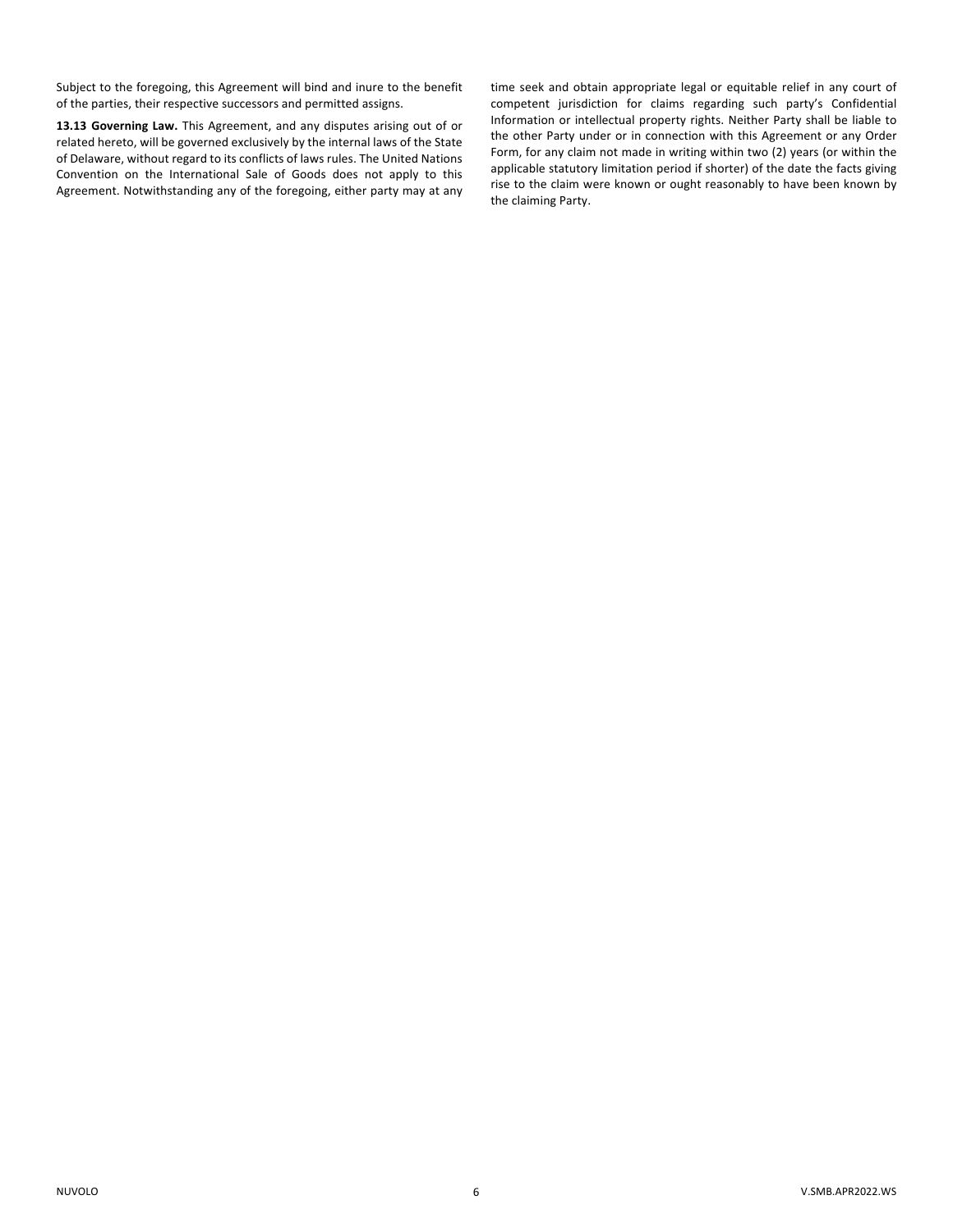Subject to the foregoing, this Agreement will bind and inure to the benefit of the parties, their respective successors and permitted assigns.

**13.13 Governing Law.** This Agreement, and any disputes arising out of or related hereto, will be governed exclusively by the internal laws of the State of Delaware, without regard to its conflicts of laws rules. The United Nations Convention on the International Sale of Goods does not apply to this Agreement. Notwithstanding any of the foregoing, either party may at any time seek and obtain appropriate legal or equitable relief in any court of competent jurisdiction for claims regarding such party's Confidential Information or intellectual property rights. Neither Party shall be liable to the other Party under or in connection with this Agreement or any Order Form, for any claim not made in writing within two (2) years (or within the applicable statutory limitation period if shorter) of the date the facts giving rise to the claim were known or ought reasonably to have been known by the claiming Party.